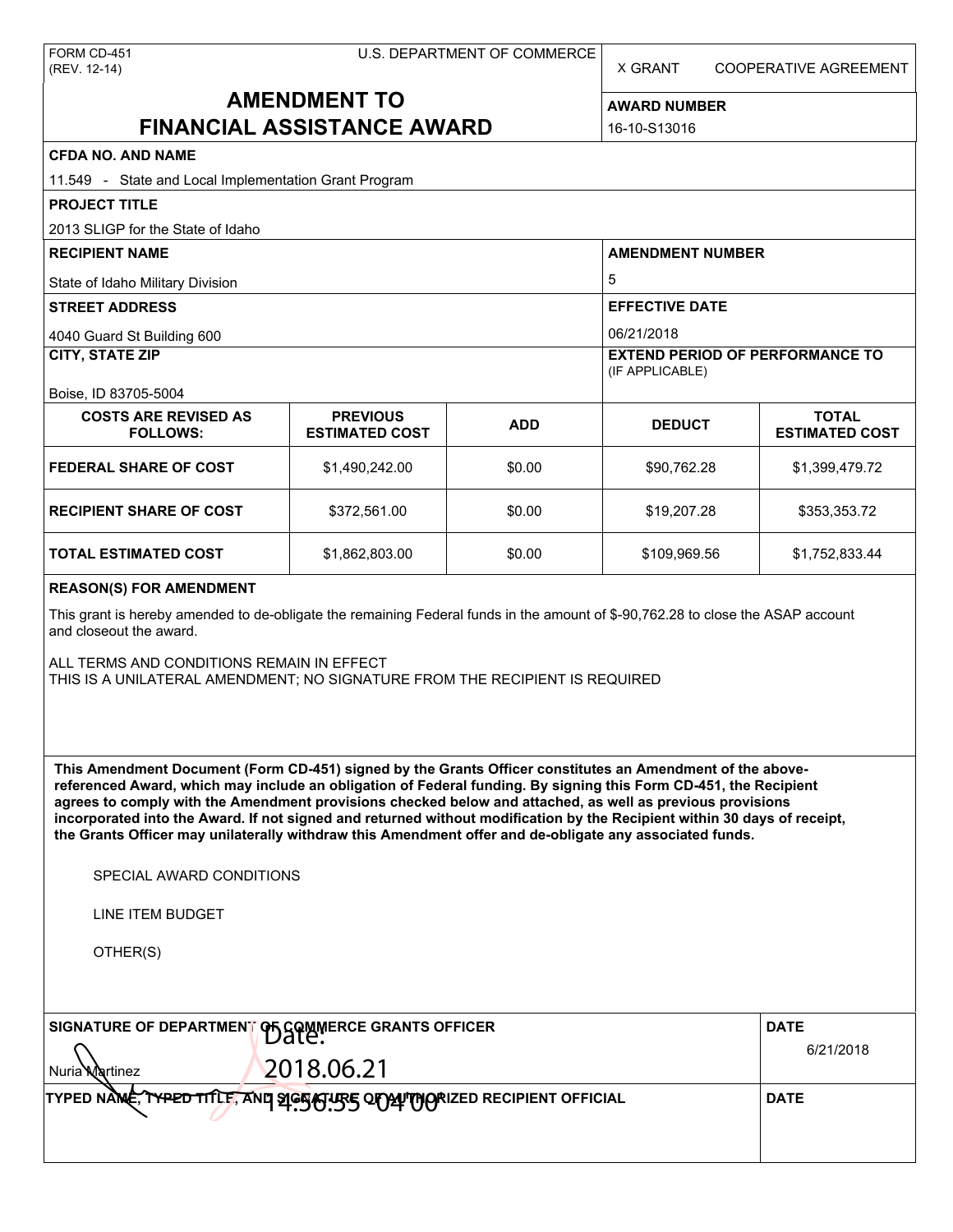FORM CD-451
(REV. 12-14)

U.S. DEPARTMENT OF COMMERCE

X GRANT    COOPERATIVE AGREEMENT

# AMENDMENT TO FINANCIAL ASSISTANCE AWARD

**AWARD NUMBER**
16-10-S13016

**CFDA NO. AND NAME**
11.549 - State and Local Implementation Grant Program

**PROJECT TITLE**
2013 SLIGP for the State of Idaho

**RECIPIENT NAME**
State of Idaho Military Division

**AMENDMENT NUMBER**
5

**STREET ADDRESS**
4040 Guard St Building 600

**EFFECTIVE DATE**
06/21/2018

**CITY, STATE ZIP**
Boise, ID 83705-5004

**EXTEND PERIOD OF PERFORMANCE TO**
(IF APPLICABLE)

| COSTS ARE REVISED AS FOLLOWS: | PREVIOUS ESTIMATED COST | ADD | DEDUCT | TOTAL ESTIMATED COST |
|---|---|---|---|---|
| FEDERAL SHARE OF COST | $1,490,242.00 | $0.00 | $90,762.28 | $1,399,479.72 |
| RECIPIENT SHARE OF COST | $372,561.00 | $0.00 | $19,207.28 | $353,353.72 |
| TOTAL ESTIMATED COST | $1,862,803.00 | $0.00 | $109,969.56 | $1,752,833.44 |

**REASON(S) FOR AMENDMENT**

This grant is hereby amended to de-obligate the remaining Federal funds in the amount of $-90,762.28 to close the ASAP account and closeout the award.

ALL TERMS AND CONDITIONS REMAIN IN EFFECT
THIS IS A UNILATERAL AMENDMENT; NO SIGNATURE FROM THE RECIPIENT IS REQUIRED

**This Amendment Document (Form CD-451) signed by the Grants Officer constitutes an Amendment of the above-referenced Award, which may include an obligation of Federal funding. By signing this Form CD-451, the Recipient agrees to comply with the Amendment provisions checked below and attached, as well as previous provisions incorporated into the Award. If not signed and returned without modification by the Recipient within 30 days of receipt, the Grants Officer may unilaterally withdraw this Amendment offer and de-obligate any associated funds.**

SPECIAL AWARD CONDITIONS

LINE ITEM BUDGET

OTHER(S)

**SIGNATURE OF DEPARTMENT OF COMMERCE GRANTS OFFICER**
Nuria Martinez
Date: 2018.06.21 14:56:55 -04'00'

**DATE**
6/21/2018

**TYPED NAME, TYPED TITLE, AND SIGNATURE OF AUTHORIZED RECIPIENT OFFICIAL**

**DATE**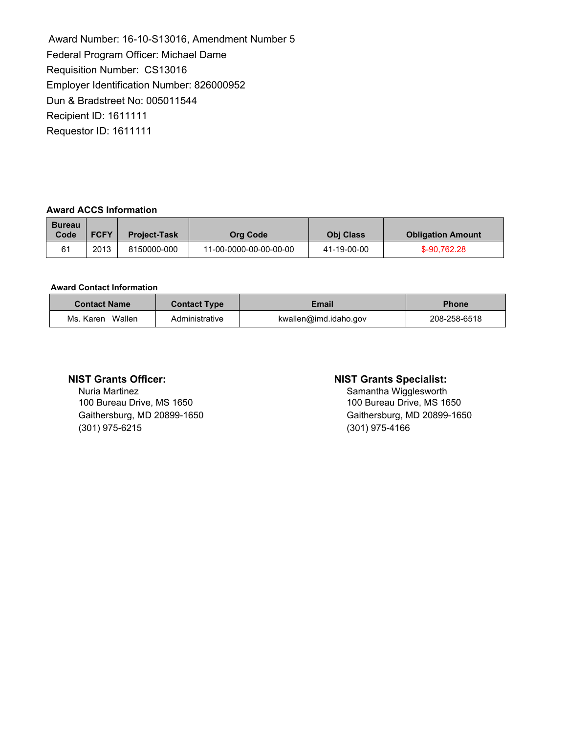Award Number: 16-10-S13016, Amendment Number 5
Federal Program Officer: Michael Dame
Requisition Number: CS13016
Employer Identification Number: 826000952
Dun & Bradstreet No: 005011544
Recipient ID: 1611111
Requestor ID: 1611111

**Award ACCS Information**

| Bureau Code | FCFY | Project-Task | Org Code | Obj Class | Obligation Amount |
|---|---|---|---|---|---|
| 61 | 2013 | 8150000-000 | 11-00-0000-00-00-00-00 | 41-19-00-00 | $-90,762.28 |

**Award Contact Information**

| Contact Name | Contact Type | Email | Phone |
|---|---|---|---|
| Ms. Karen Wallen | Administrative | kwallen@imd.idaho.gov | 208-258-6518 |

**NIST Grants Officer:**
Nuria Martinez
100 Bureau Drive, MS 1650
Gaithersburg, MD 20899-1650
(301) 975-6215

**NIST Grants Specialist:**
Samantha Wigglesworth
100 Bureau Drive, MS 1650
Gaithersburg, MD 20899-1650
(301) 975-4166